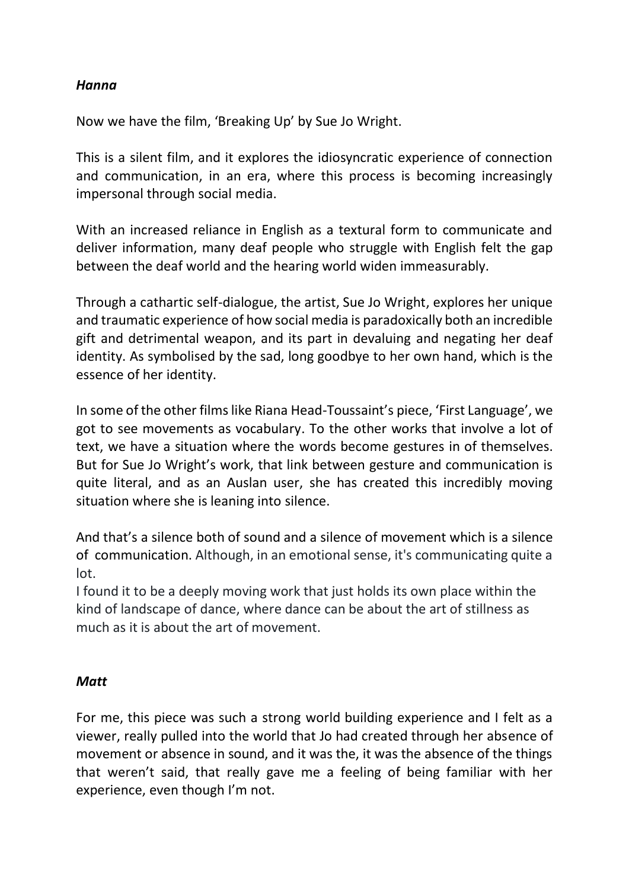***Hanna***

Now we have the film, 'Breaking Up' by Sue Jo Wright.

This is a silent film, and it explores the idiosyncratic experience of connection and communication, in an era, where this process is becoming increasingly impersonal through social media.

With an increased reliance in English as a textural form to communicate and deliver information, many deaf people who struggle with English felt the gap between the deaf world and the hearing world widen immeasurably.

Through a cathartic self-dialogue, the artist, Sue Jo Wright, explores her unique and traumatic experience of how social media is paradoxically both an incredible gift and detrimental weapon, and its part in devaluing and negating her deaf identity. As symbolised by the sad, long goodbye to her own hand, which is the essence of her identity.

In some of the other films like Riana Head-Toussaint's piece, 'First Language', we got to see movements as vocabulary. To the other works that involve a lot of text, we have a situation where the words become gestures in of themselves. But for Sue Jo Wright's work, that link between gesture and communication is quite literal, and as an Auslan user, she has created this incredibly moving situation where she is leaning into silence.

And that's a silence both of sound and a silence of movement which is a silence of communication. Although, in an emotional sense, it's communicating quite a lot.
I found it to be a deeply moving work that just holds its own place within the kind of landscape of dance, where dance can be about the art of stillness as much as it is about the art of movement.

***Matt***

For me, this piece was such a strong world building experience and I felt as a viewer, really pulled into the world that Jo had created through her absence of movement or absence in sound, and it was the, it was the absence of the things that weren't said, that really gave me a feeling of being familiar with her experience, even though I'm not.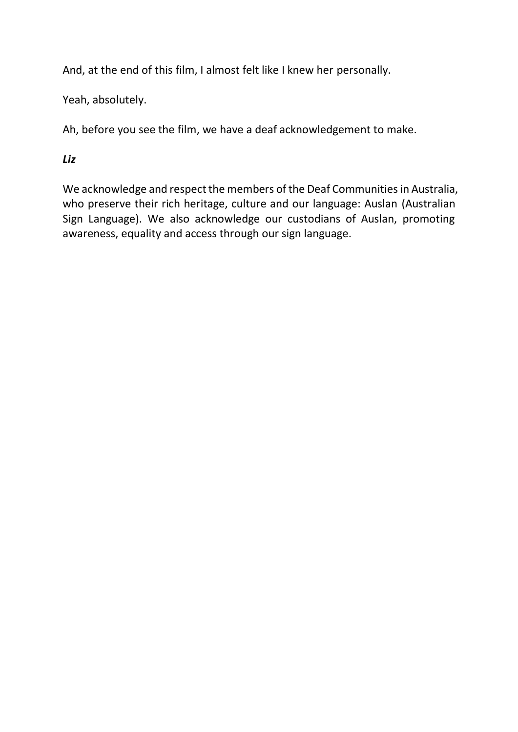And, at the end of this film, I almost felt like I knew her personally.

Yeah, absolutely.

Ah, before you see the film, we have a deaf acknowledgement to make.

***Liz***

We acknowledge and respect the members of the Deaf Communities in Australia, who preserve their rich heritage, culture and our language: Auslan (Australian Sign Language). We also acknowledge our custodians of Auslan, promoting awareness, equality and access through our sign language.